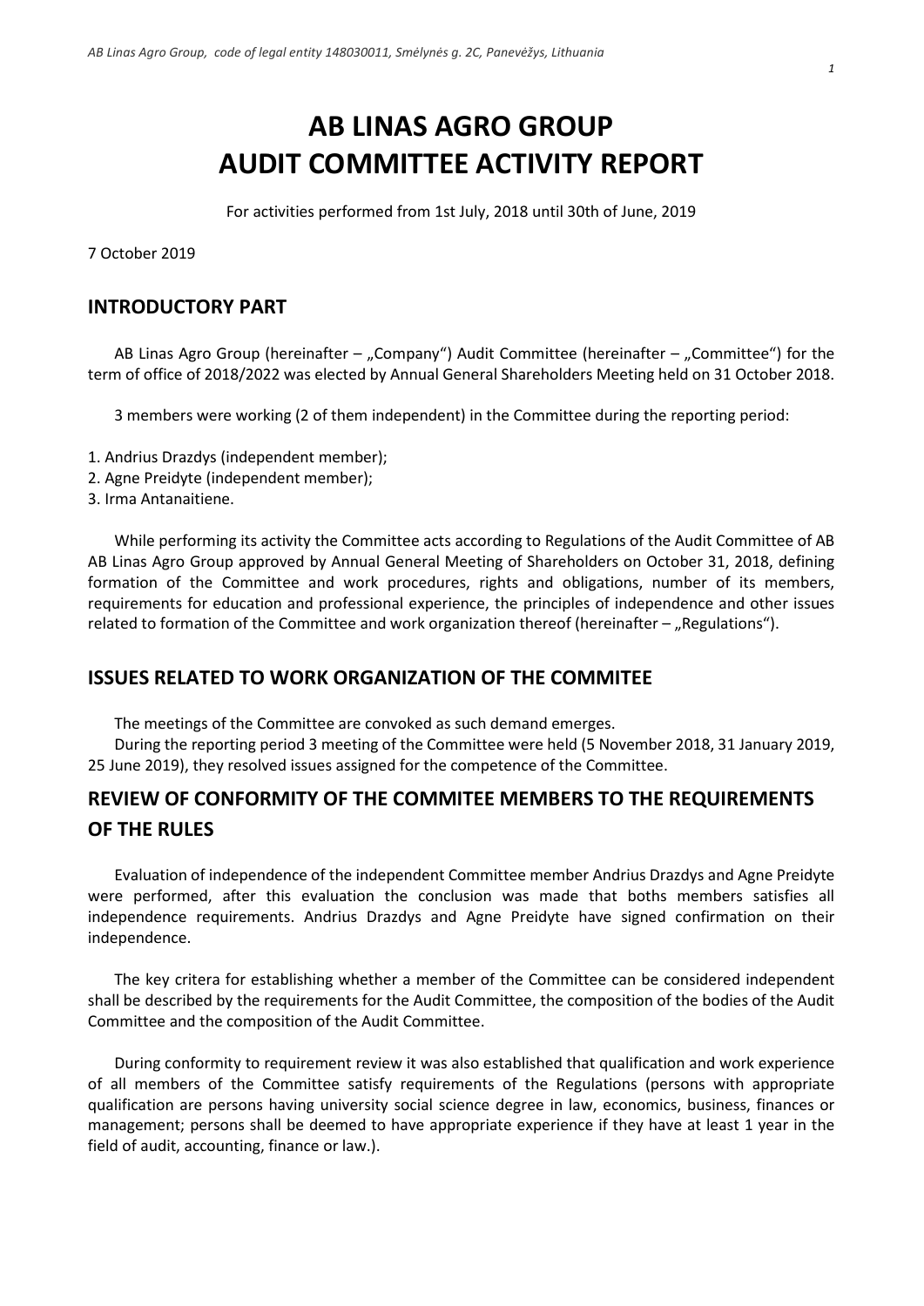# AB LINAS AGRO GROUP
# AUDIT COMMITTEE ACTIVITY REPORT

For activities performed from 1st July, 2018 until 30th of June, 2019

7 October 2019

## INTRODUCTORY PART

AB Linas Agro Group (hereinafter – „Company") Audit Committee (hereinafter – „Committee") for the term of office of 2018/2022 was elected by Annual General Shareholders Meeting held on 31 October 2018.

3 members were working (2 of them independent) in the Committee during the reporting period:

1. Andrius Drazdys (independent member);
2. Agne Preidyte (independent member);
3. Irma Antanaitiene.

While performing its activity the Committee acts according to Regulations of the Audit Committee of AB AB Linas Agro Group approved by Annual General Meeting of Shareholders on October 31, 2018, defining formation of the Committee and work procedures, rights and obligations, number of its members, requirements for education and professional experience, the principles of independence and other issues related to formation of the Committee and work organization thereof (hereinafter – „Regulations").

## ISSUES RELATED TO WORK ORGANIZATION OF THE COMMITEE

The meetings of the Committee are convoked as such demand emerges.

During the reporting period 3 meeting of the Committee were held (5 November 2018, 31 January 2019, 25 June 2019), they resolved issues assigned for the competence of the Committee.

## REVIEW OF CONFORMITY OF THE COMMITEE MEMBERS TO THE REQUIREMENTS OF THE RULES

Evaluation of independence of the independent Committee member Andrius Drazdys and Agne Preidyte were performed, after this evaluation the conclusion was made that boths members satisfies all independence requirements. Andrius Drazdys and Agne Preidyte have signed confirmation on their independence.

The key critera for establishing whether a member of the Committee can be considered independent shall be described by the requirements for the Audit Committee, the composition of the bodies of the Audit Committee and the composition of the Audit Committee.

During conformity to requirement review it was also established that qualification and work experience of all members of the Committee satisfy requirements of the Regulations (persons with appropriate qualification are persons having university social science degree in law, economics, business, finances or management; persons shall be deemed to have appropriate experience if they have at least 1 year in the field of audit, accounting, finance or law.).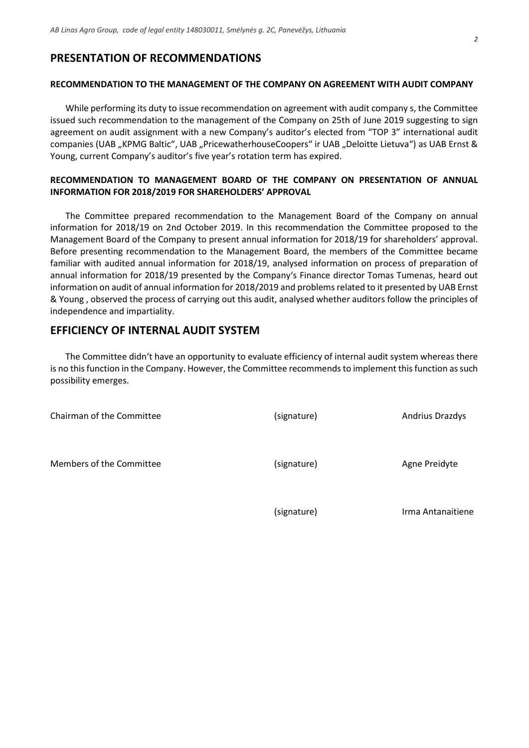## PRESENTATION OF RECOMMENDATIONS

**RECOMMENDATION TO THE MANAGEMENT OF THE COMPANY ON AGREEMENT WITH AUDIT COMPANY**

While performing its duty to issue recommendation on agreement with audit company s, the Committee issued such recommendation to the management of the Company on 25th of June 2019 suggesting to sign agreement on audit assignment with a new Company's auditor's elected from "TOP 3" international audit companies (UAB „KPMG Baltic", UAB „PricewatherhouseCoopers" ir UAB „Deloitte Lietuva") as UAB Ernst & Young, current Company's auditor's five year's rotation term has expired.

**RECOMMENDATION TO MANAGEMENT BOARD OF THE COMPANY ON PRESENTATION OF ANNUAL INFORMATION FOR 2018/2019 FOR SHAREHOLDERS' APPROVAL**

The Committee prepared recommendation to the Management Board of the Company on annual information for 2018/19 on 2nd October 2019. In this recommendation the Committee proposed to the Management Board of the Company to present annual information for 2018/19 for shareholders' approval. Before presenting recommendation to the Management Board, the members of the Committee became familiar with audited annual information for 2018/19, analysed information on process of preparation of annual information for 2018/19 presented by the Company's Finance director Tomas Tumenas, heard out information on audit of annual information for 2018/2019 and problems related to it presented by UAB Ernst & Young , observed the process of carrying out this audit, analysed whether auditors follow the principles of independence and impartiality.

## EFFICIENCY OF INTERNAL AUDIT SYSTEM

The Committee didn't have an opportunity to evaluate efficiency of internal audit system whereas there is no this function in the Company. However, the Committee recommends to implement this function as such possibility emerges.

| | | |
|---|---|---|
| Chairman of the Committee | (signature) | Andrius Drazdys |
| Members of the Committee | (signature) | Agne Preidyte |
| | (signature) | Irma Antanaitiene |